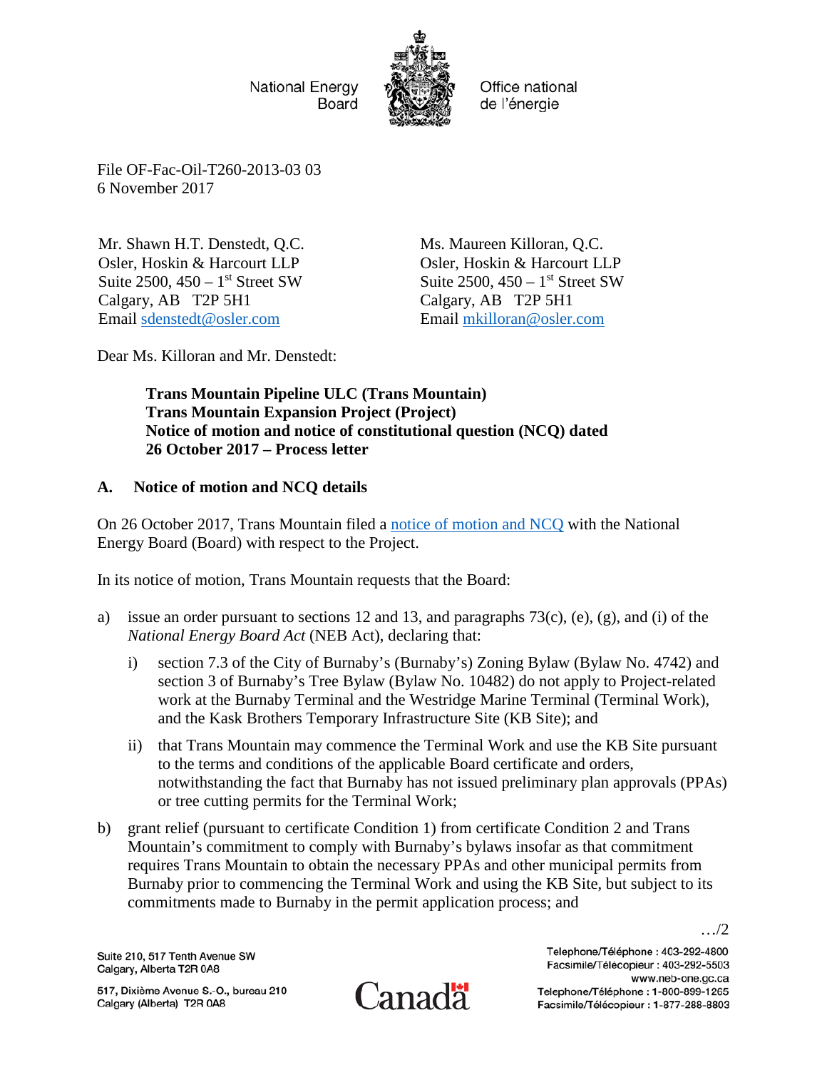National Energy Board — Office national de l'énergie

File OF-Fac-Oil-T260-2013-03 03
6 November 2017

Mr. Shawn H.T. Denstedt, Q.C.
Osler, Hoskin & Harcourt LLP
Suite 2500, 450 – 1st Street SW
Calgary, AB T2P 5H1
Email sdenstedt@osler.com

Ms. Maureen Killoran, Q.C.
Osler, Hoskin & Harcourt LLP
Suite 2500, 450 – 1st Street SW
Calgary, AB T2P 5H1
Email mkilloran@osler.com

Dear Ms. Killoran and Mr. Denstedt:

**Trans Mountain Pipeline ULC (Trans Mountain)**
**Trans Mountain Expansion Project (Project)**
**Notice of motion and notice of constitutional question (NCQ) dated 26 October 2017 – Process letter**

## A. Notice of motion and NCQ details

On 26 October 2017, Trans Mountain filed a notice of motion and NCQ with the National Energy Board (Board) with respect to the Project.

In its notice of motion, Trans Mountain requests that the Board:

a) issue an order pursuant to sections 12 and 13, and paragraphs 73(c), (e), (g), and (i) of the *National Energy Board Act* (NEB Act), declaring that:

   i) section 7.3 of the City of Burnaby's (Burnaby's) Zoning Bylaw (Bylaw No. 4742) and section 3 of Burnaby's Tree Bylaw (Bylaw No. 10482) do not apply to Project-related work at the Burnaby Terminal and the Westridge Marine Terminal (Terminal Work), and the Kask Brothers Temporary Infrastructure Site (KB Site); and

   ii) that Trans Mountain may commence the Terminal Work and use the KB Site pursuant to the terms and conditions of the applicable Board certificate and orders, notwithstanding the fact that Burnaby has not issued preliminary plan approvals (PPAs) or tree cutting permits for the Terminal Work;

b) grant relief (pursuant to certificate Condition 1) from certificate Condition 2 and Trans Mountain's commitment to comply with Burnaby's bylaws insofar as that commitment requires Trans Mountain to obtain the necessary PPAs and other municipal permits from Burnaby prior to commencing the Terminal Work and using the KB Site, but subject to its commitments made to Burnaby in the permit application process; and

…/2

Suite 210, 517 Tenth Avenue SW
Calgary, Alberta T2R 0A8

517, Dixième Avenue S.-O., bureau 210
Calgary (Alberta) T2R 0A8

Telephone/Téléphone : 403-292-4800
Facsimile/Télécopieur : 403-292-5503
www.neb-one.gc.ca
Telephone/Téléphone : 1-800-899-1265
Facsimile/Télécopieur : 1-877-288-8803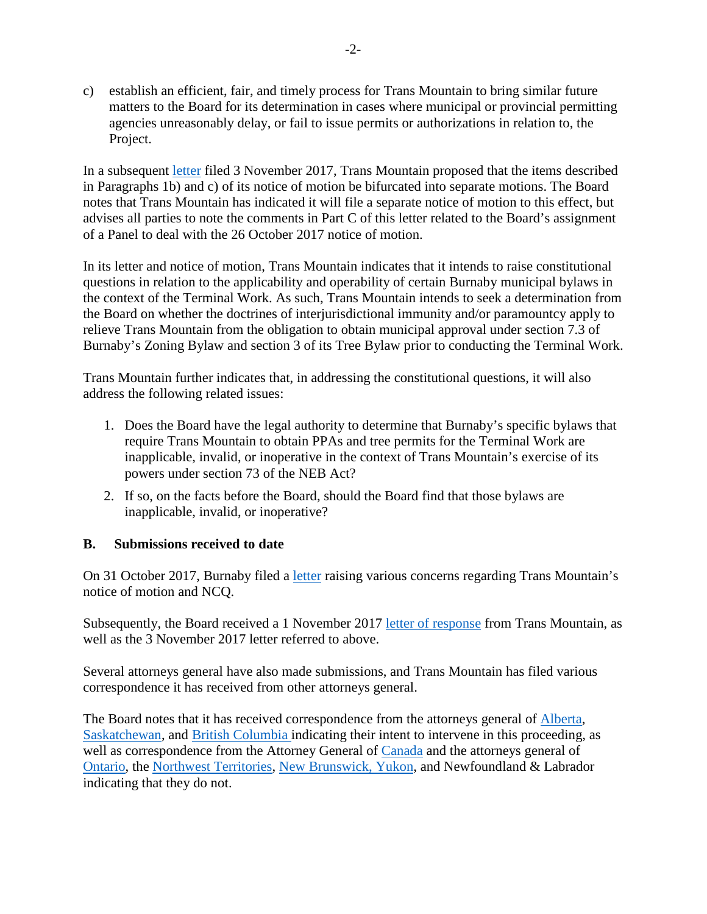c) establish an efficient, fair, and timely process for Trans Mountain to bring similar future matters to the Board for its determination in cases where municipal or provincial permitting agencies unreasonably delay, or fail to issue permits or authorizations in relation to, the Project.

In a subsequent letter filed 3 November 2017, Trans Mountain proposed that the items described in Paragraphs 1b) and c) of its notice of motion be bifurcated into separate motions. The Board notes that Trans Mountain has indicated it will file a separate notice of motion to this effect, but advises all parties to note the comments in Part C of this letter related to the Board's assignment of a Panel to deal with the 26 October 2017 notice of motion.

In its letter and notice of motion, Trans Mountain indicates that it intends to raise constitutional questions in relation to the applicability and operability of certain Burnaby municipal bylaws in the context of the Terminal Work. As such, Trans Mountain intends to seek a determination from the Board on whether the doctrines of interjurisdictional immunity and/or paramountcy apply to relieve Trans Mountain from the obligation to obtain municipal approval under section 7.3 of Burnaby's Zoning Bylaw and section 3 of its Tree Bylaw prior to conducting the Terminal Work.

Trans Mountain further indicates that, in addressing the constitutional questions, it will also address the following related issues:

1. Does the Board have the legal authority to determine that Burnaby's specific bylaws that require Trans Mountain to obtain PPAs and tree permits for the Terminal Work are inapplicable, invalid, or inoperative in the context of Trans Mountain's exercise of its powers under section 73 of the NEB Act?
2. If so, on the facts before the Board, should the Board find that those bylaws are inapplicable, invalid, or inoperative?

## B. Submissions received to date

On 31 October 2017, Burnaby filed a letter raising various concerns regarding Trans Mountain's notice of motion and NCQ.

Subsequently, the Board received a 1 November 2017 letter of response from Trans Mountain, as well as the 3 November 2017 letter referred to above.

Several attorneys general have also made submissions, and Trans Mountain has filed various correspondence it has received from other attorneys general.

The Board notes that it has received correspondence from the attorneys general of Alberta, Saskatchewan, and British Columbia indicating their intent to intervene in this proceeding, as well as correspondence from the Attorney General of Canada and the attorneys general of Ontario, the Northwest Territories, New Brunswick, Yukon, and Newfoundland & Labrador indicating that they do not.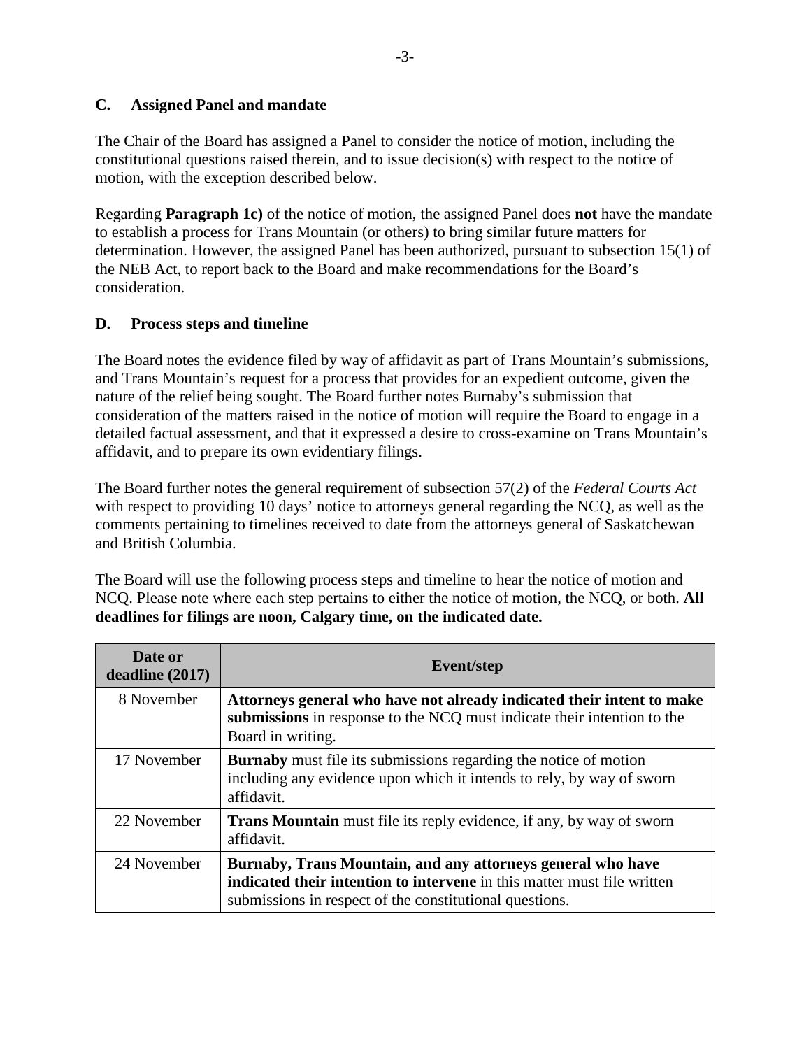## C. Assigned Panel and mandate

The Chair of the Board has assigned a Panel to consider the notice of motion, including the constitutional questions raised therein, and to issue decision(s) with respect to the notice of motion, with the exception described below.

Regarding **Paragraph 1c)** of the notice of motion, the assigned Panel does **not** have the mandate to establish a process for Trans Mountain (or others) to bring similar future matters for determination. However, the assigned Panel has been authorized, pursuant to subsection 15(1) of the NEB Act, to report back to the Board and make recommendations for the Board's consideration.

## D. Process steps and timeline

The Board notes the evidence filed by way of affidavit as part of Trans Mountain's submissions, and Trans Mountain's request for a process that provides for an expedient outcome, given the nature of the relief being sought. The Board further notes Burnaby's submission that consideration of the matters raised in the notice of motion will require the Board to engage in a detailed factual assessment, and that it expressed a desire to cross-examine on Trans Mountain's affidavit, and to prepare its own evidentiary filings.

The Board further notes the general requirement of subsection 57(2) of the *Federal Courts Act* with respect to providing 10 days' notice to attorneys general regarding the NCQ, as well as the comments pertaining to timelines received to date from the attorneys general of Saskatchewan and British Columbia.

The Board will use the following process steps and timeline to hear the notice of motion and NCQ. Please note where each step pertains to either the notice of motion, the NCQ, or both. **All deadlines for filings are noon, Calgary time, on the indicated date.**

| Date or deadline (2017) | Event/step |
| --- | --- |
| 8 November | **Attorneys general who have not already indicated their intent to make submissions** in response to the NCQ must indicate their intention to the Board in writing. |
| 17 November | **Burnaby** must file its submissions regarding the notice of motion including any evidence upon which it intends to rely, by way of sworn affidavit. |
| 22 November | **Trans Mountain** must file its reply evidence, if any, by way of sworn affidavit. |
| 24 November | **Burnaby, Trans Mountain, and any attorneys general who have indicated their intention to intervene** in this matter must file written submissions in respect of the constitutional questions. |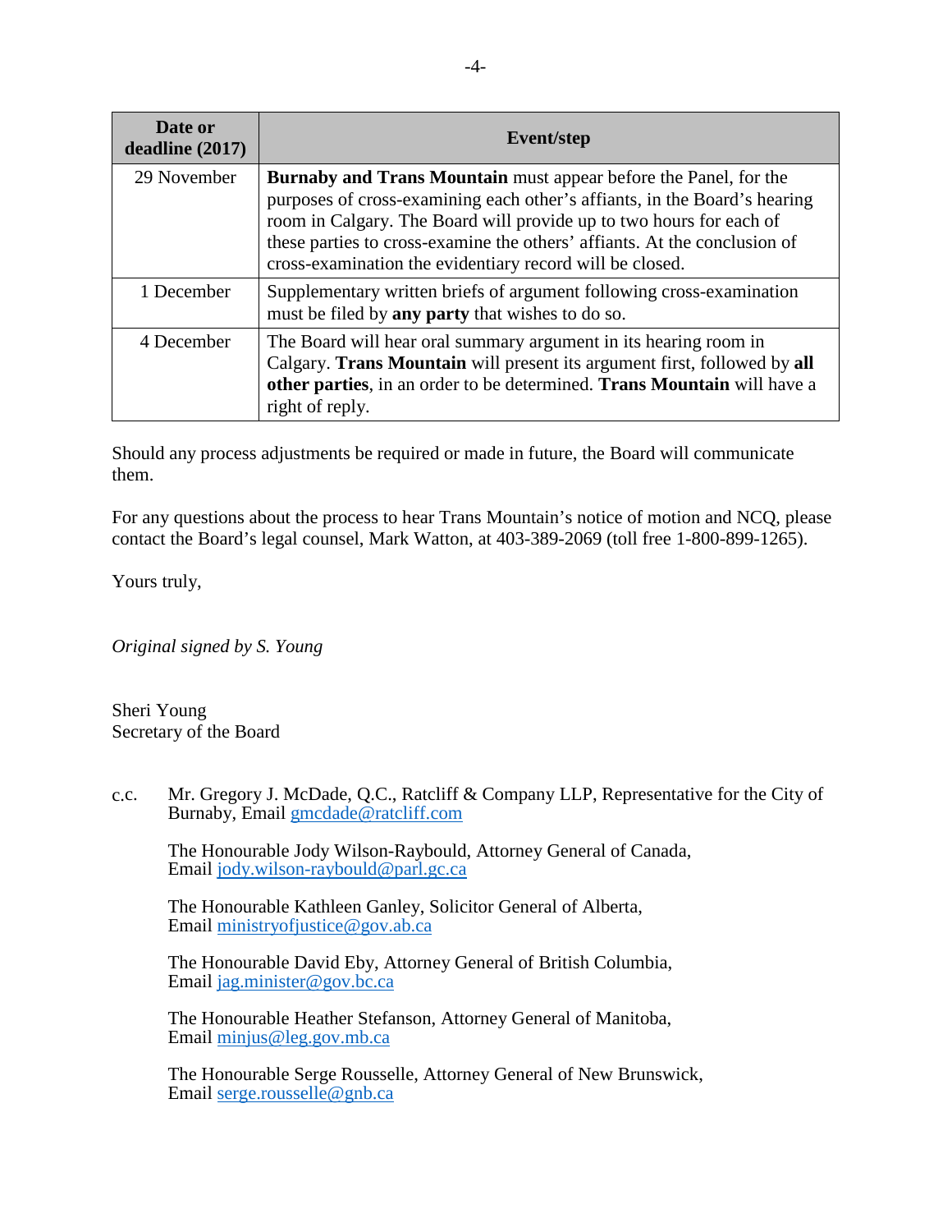| Date or deadline (2017) | Event/step |
| --- | --- |
| 29 November | **Burnaby and Trans Mountain** must appear before the Panel, for the purposes of cross-examining each other's affiants, in the Board's hearing room in Calgary. The Board will provide up to two hours for each of these parties to cross-examine the others' affiants. At the conclusion of cross-examination the evidentiary record will be closed. |
| 1 December | Supplementary written briefs of argument following cross-examination must be filed by **any party** that wishes to do so. |
| 4 December | The Board will hear oral summary argument in its hearing room in Calgary. **Trans Mountain** will present its argument first, followed by **all other parties**, in an order to be determined. **Trans Mountain** will have a right of reply. |

Should any process adjustments be required or made in future, the Board will communicate them.

For any questions about the process to hear Trans Mountain's notice of motion and NCQ, please contact the Board's legal counsel, Mark Watton, at 403-389-2069 (toll free 1-800-899-1265).

Yours truly,

*Original signed by S. Young*

Sheri Young
Secretary of the Board

c.c. Mr. Gregory J. McDade, Q.C., Ratcliff & Company LLP, Representative for the City of Burnaby, Email gmcdade@ratcliff.com

The Honourable Jody Wilson-Raybould, Attorney General of Canada, Email jody.wilson-raybould@parl.gc.ca

The Honourable Kathleen Ganley, Solicitor General of Alberta, Email ministryofjustice@gov.ab.ca

The Honourable David Eby, Attorney General of British Columbia, Email jag.minister@gov.bc.ca

The Honourable Heather Stefanson, Attorney General of Manitoba, Email minjus@leg.gov.mb.ca

The Honourable Serge Rousselle, Attorney General of New Brunswick, Email serge.rousselle@gnb.ca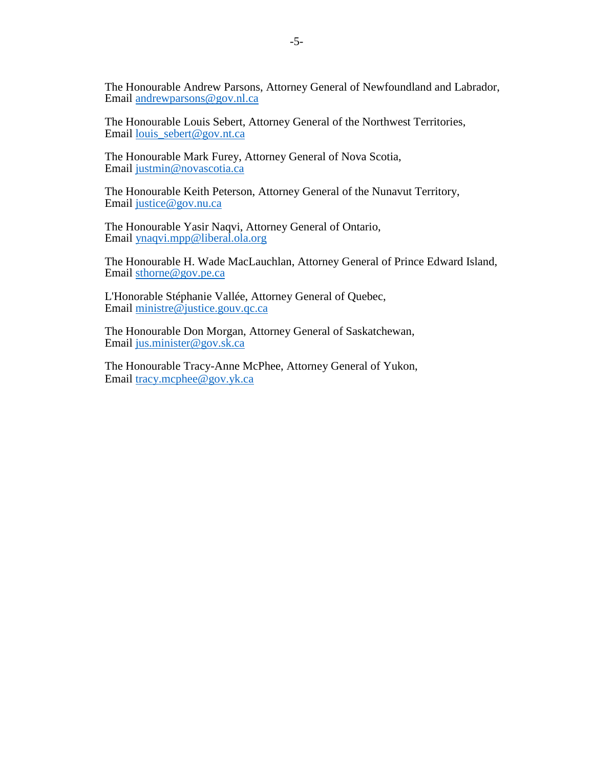The Honourable Andrew Parsons, Attorney General of Newfoundland and Labrador,
Email andrewparsons@gov.nl.ca

The Honourable Louis Sebert, Attorney General of the Northwest Territories,
Email louis_sebert@gov.nt.ca

The Honourable Mark Furey, Attorney General of Nova Scotia,
Email justmin@novascotia.ca

The Honourable Keith Peterson, Attorney General of the Nunavut Territory,
Email justice@gov.nu.ca

The Honourable Yasir Naqvi, Attorney General of Ontario,
Email ynaqvi.mpp@liberal.ola.org

The Honourable H. Wade MacLauchlan, Attorney General of Prince Edward Island,
Email sthorne@gov.pe.ca

L'Honorable Stéphanie Vallée, Attorney General of Quebec,
Email ministre@justice.gouv.qc.ca

The Honourable Don Morgan, Attorney General of Saskatchewan,
Email jus.minister@gov.sk.ca

The Honourable Tracy-Anne McPhee, Attorney General of Yukon,
Email tracy.mcphee@gov.yk.ca